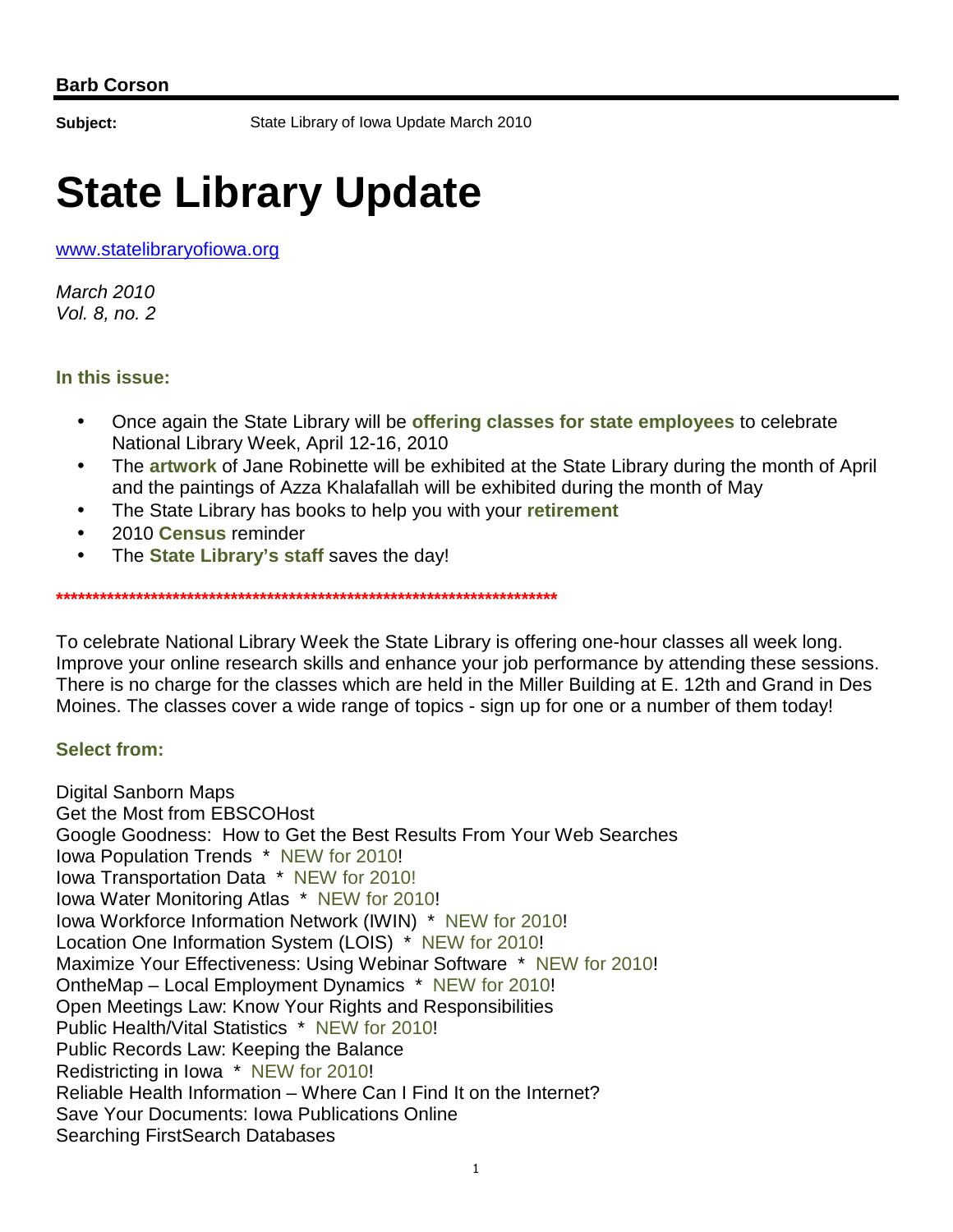**Barb Corson**

**Subject:** State Library of Iowa Update March 2010

# State Library Update

www.statelibraryofiowa.org

*March 2010*
*Vol. 8, no. 2*

### In this issue:

- Once again the State Library will be **offering classes for state employees** to celebrate National Library Week, April 12-16, 2010
- The **artwork** of Jane Robinette will be exhibited at the State Library during the month of April and the paintings of Azza Khalafallah will be exhibited during the month of May
- The State Library has books to help you with your **retirement**
- 2010 **Census** reminder
- The **State Library's staff** saves the day!

**************************************************************************

To celebrate National Library Week the State Library is offering one-hour classes all week long. Improve your online research skills and enhance your job performance by attending these sessions. There is no charge for the classes which are held in the Miller Building at E. 12th and Grand in Des Moines. The classes cover a wide range of topics - sign up for one or a number of them today!

### Select from:

Digital Sanborn Maps
Get the Most from EBSCOHost
Google Goodness: How to Get the Best Results From Your Web Searches
Iowa Population Trends * NEW for 2010!
Iowa Transportation Data * NEW for 2010!
Iowa Water Monitoring Atlas * NEW for 2010!
Iowa Workforce Information Network (IWIN) * NEW for 2010!
Location One Information System (LOIS) * NEW for 2010!
Maximize Your Effectiveness: Using Webinar Software * NEW for 2010!
OntheMap – Local Employment Dynamics * NEW for 2010!
Open Meetings Law: Know Your Rights and Responsibilities
Public Health/Vital Statistics * NEW for 2010!
Public Records Law: Keeping the Balance
Redistricting in Iowa * NEW for 2010!
Reliable Health Information – Where Can I Find It on the Internet?
Save Your Documents: Iowa Publications Online
Searching FirstSearch Databases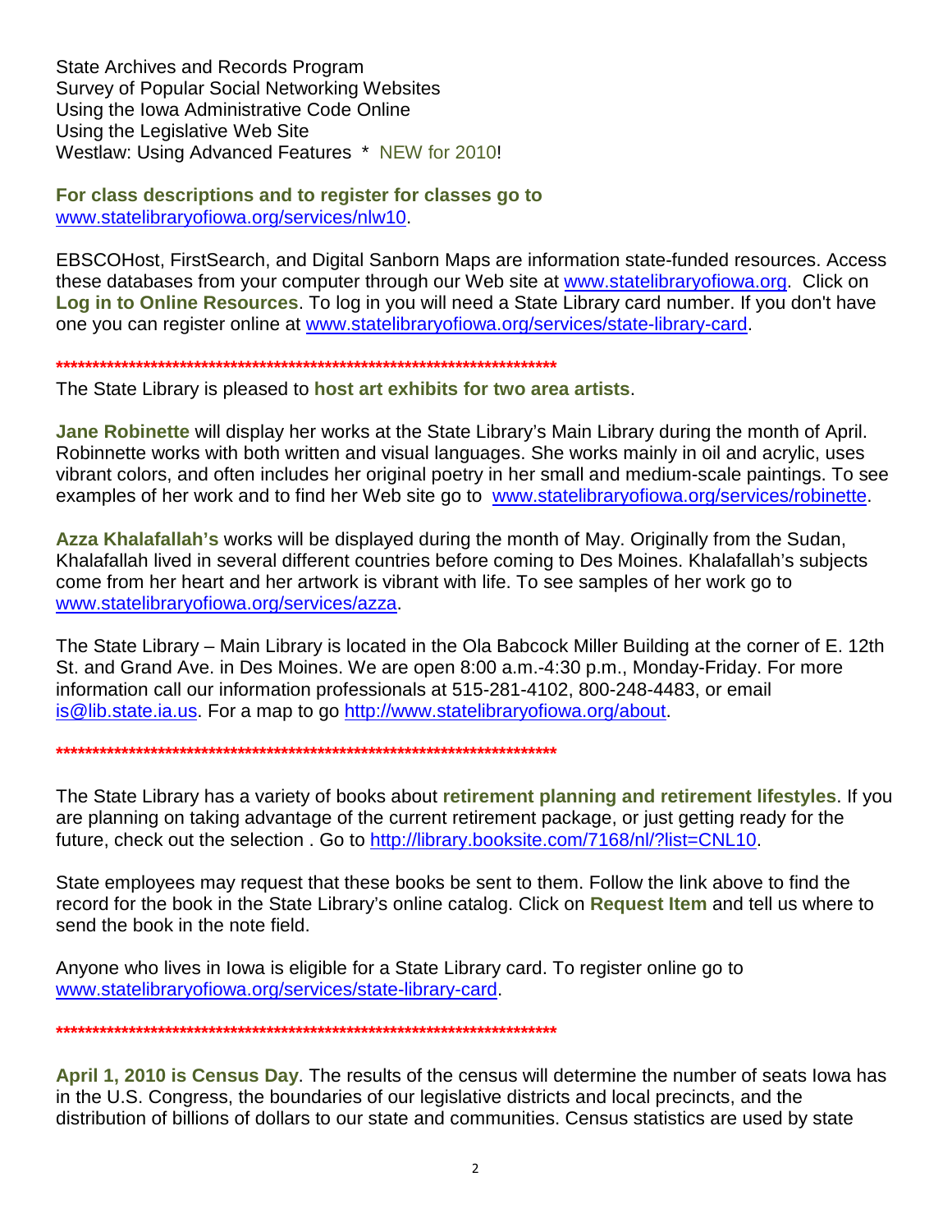State Archives and Records Program
Survey of Popular Social Networking Websites
Using the Iowa Administrative Code Online
Using the Legislative Web Site
Westlaw: Using Advanced Features * NEW for 2010!

**For class descriptions and to register for classes go to** [www.statelibraryofiowa.org/services/nlw10](www.statelibraryofiowa.org/services/nlw10).

EBSCOHost, FirstSearch, and Digital Sanborn Maps are information state-funded resources. Access these databases from your computer through our Web site at [www.statelibraryofiowa.org](www.statelibraryofiowa.org). Click on **Log in to Online Resources**. To log in you will need a State Library card number. If you don't have one you can register online at [www.statelibraryofiowa.org/services/state-library-card](www.statelibraryofiowa.org/services/state-library-card).

***************************************************************************

The State Library is pleased to **host art exhibits for two area artists**.

**Jane Robinette** will display her works at the State Library's Main Library during the month of April. Robinnette works with both written and visual languages. She works mainly in oil and acrylic, uses vibrant colors, and often includes her original poetry in her small and medium-scale paintings. To see examples of her work and to find her Web site go to [www.statelibraryofiowa.org/services/robinette](www.statelibraryofiowa.org/services/robinette).

**Azza Khalafallah's** works will be displayed during the month of May. Originally from the Sudan, Khalafallah lived in several different countries before coming to Des Moines. Khalafallah's subjects come from her heart and her artwork is vibrant with life. To see samples of her work go to [www.statelibraryofiowa.org/services/azza](www.statelibraryofiowa.org/services/azza).

The State Library – Main Library is located in the Ola Babcock Miller Building at the corner of E. 12th St. and Grand Ave. in Des Moines. We are open 8:00 a.m.-4:30 p.m., Monday-Friday. For more information call our information professionals at 515-281-4102, 800-248-4483, or email [is@lib.state.ia.us](mailto:is@lib.state.ia.us). For a map to go [http://www.statelibraryofiowa.org/about](http://www.statelibraryofiowa.org/about).

***************************************************************************

The State Library has a variety of books about **retirement planning and retirement lifestyles**. If you are planning on taking advantage of the current retirement package, or just getting ready for the future, check out the selection . Go to [http://library.booksite.com/7168/nl/?list=CNL10](http://library.booksite.com/7168/nl/?list=CNL10).

State employees may request that these books be sent to them. Follow the link above to find the record for the book in the State Library's online catalog. Click on **Request Item** and tell us where to send the book in the note field.

Anyone who lives in Iowa is eligible for a State Library card. To register online go to [www.statelibraryofiowa.org/services/state-library-card](www.statelibraryofiowa.org/services/state-library-card).

***************************************************************************

**April 1, 2010 is Census Day**. The results of the census will determine the number of seats Iowa has in the U.S. Congress, the boundaries of our legislative districts and local precincts, and the distribution of billions of dollars to our state and communities. Census statistics are used by state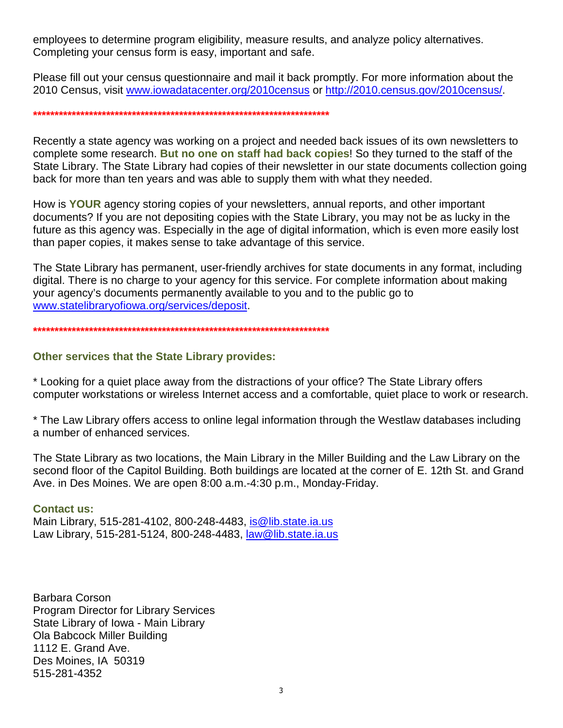employees to determine program eligibility, measure results, and analyze policy alternatives. Completing your census form is easy, important and safe.

Please fill out your census questionnaire and mail it back promptly. For more information about the 2010 Census, visit [www.iowadatacenter.org/2010census](www.iowadatacenter.org/2010census) or [http://2010.census.gov/2010census/](http://2010.census.gov/2010census/).

**************************************************************************

Recently a state agency was working on a project and needed back issues of its own newsletters to complete some research. **But no one on staff had back copies**! So they turned to the staff of the State Library. The State Library had copies of their newsletter in our state documents collection going back for more than ten years and was able to supply them with what they needed.

How is **YOUR** agency storing copies of your newsletters, annual reports, and other important documents? If you are not depositing copies with the State Library, you may not be as lucky in the future as this agency was. Especially in the age of digital information, which is even more easily lost than paper copies, it makes sense to take advantage of this service.

The State Library has permanent, user-friendly archives for state documents in any format, including digital. There is no charge to your agency for this service. For complete information about making your agency's documents permanently available to you and to the public go to [www.statelibraryofiowa.org/services/deposit](www.statelibraryofiowa.org/services/deposit).

**************************************************************************

**Other services that the State Library provides:**

* Looking for a quiet place away from the distractions of your office? The State Library offers computer workstations or wireless Internet access and a comfortable, quiet place to work or research.

* The Law Library offers access to online legal information through the Westlaw databases including a number of enhanced services.

The State Library as two locations, the Main Library in the Miller Building and the Law Library on the second floor of the Capitol Building. Both buildings are located at the corner of E. 12th St. and Grand Ave. in Des Moines. We are open 8:00 a.m.-4:30 p.m., Monday-Friday.

**Contact us:**
Main Library, 515-281-4102, 800-248-4483, [is@lib.state.ia.us](mailto:is@lib.state.ia.us)
Law Library, 515-281-5124, 800-248-4483, [law@lib.state.ia.us](mailto:law@lib.state.ia.us)

Barbara Corson
Program Director for Library Services
State Library of Iowa - Main Library
Ola Babcock Miller Building
1112 E. Grand Ave.
Des Moines, IA 50319
515-281-4352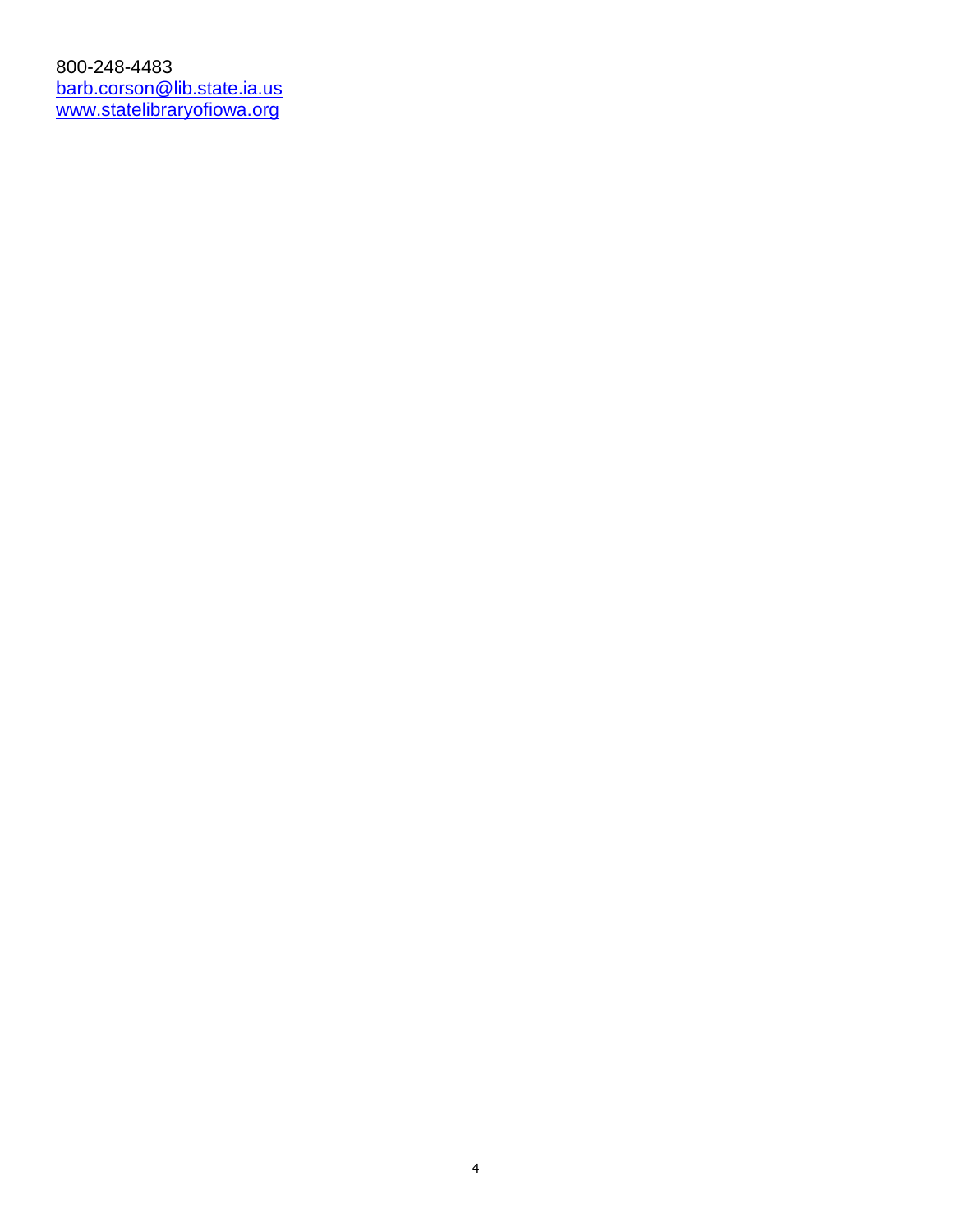800-248-4483
barb.corson@lib.state.ia.us
www.statelibraryofiowa.org